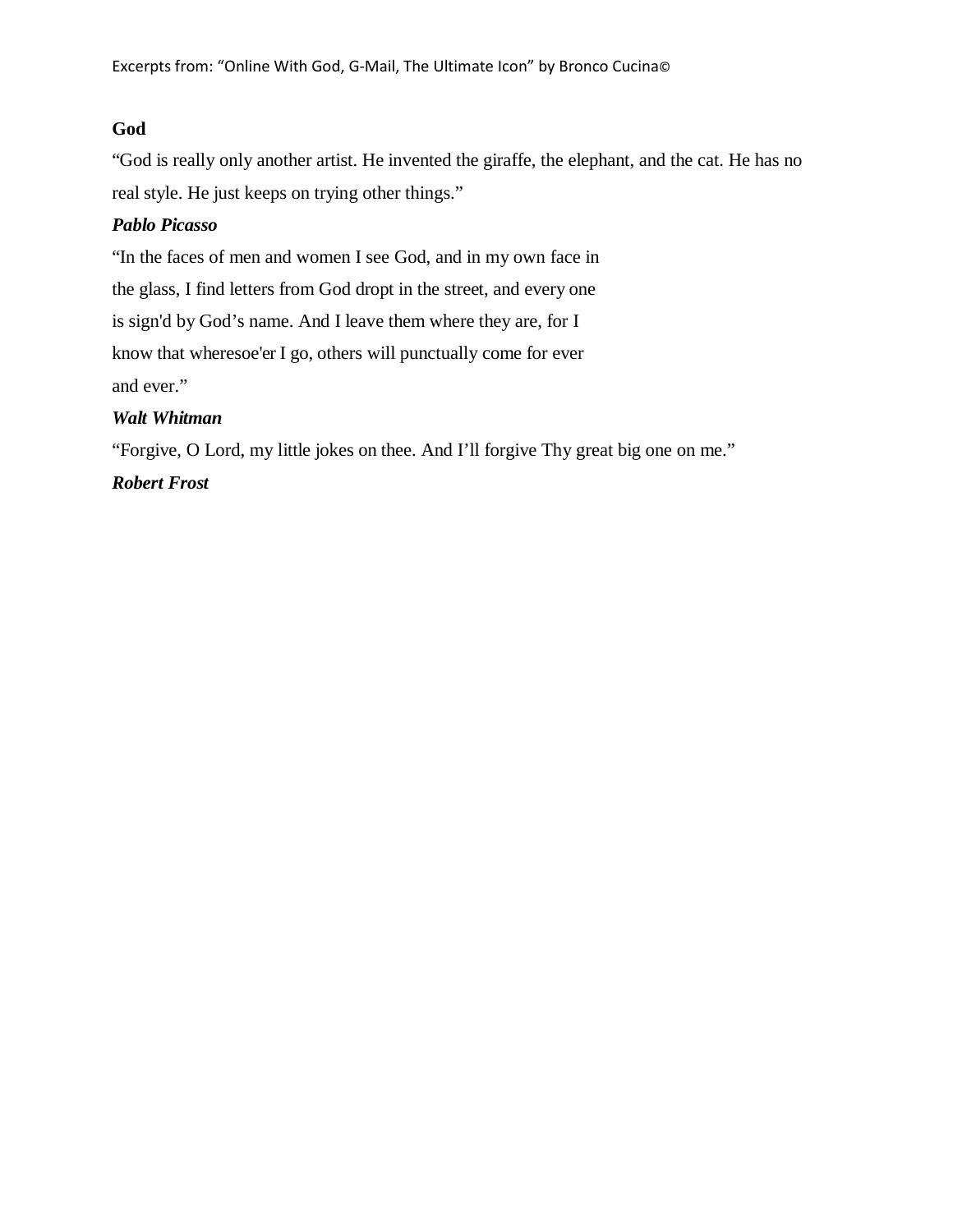**God**

"God is really only another artist. He invented the giraffe, the elephant, and the cat. He has no real style. He just keeps on trying other things."

***Pablo Picasso***

"In the faces of men and women I see God, and in my own face in
the glass, I find letters from God dropt in the street, and every one
is sign'd by God's name. And I leave them where they are, for I
know that wheresoe'er I go, others will punctually come for ever
and ever."

***Walt Whitman***

"Forgive, O Lord, my little jokes on thee. And I'll forgive Thy great big one on me."

***Robert Frost***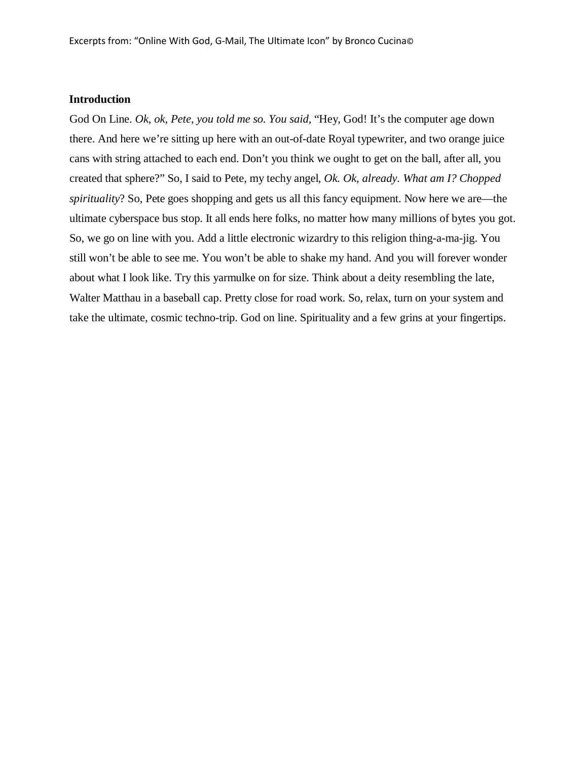## Introduction

God On Line. *Ok, ok, Pete, you told me so. You said,* "Hey, God! It's the computer age down there. And here we're sitting up here with an out-of-date Royal typewriter, and two orange juice cans with string attached to each end. Don't you think we ought to get on the ball, after all, you created that sphere?" So, I said to Pete, my techy angel, *Ok. Ok, already. What am I? Chopped spirituality*? So, Pete goes shopping and gets us all this fancy equipment. Now here we are—the ultimate cyberspace bus stop. It all ends here folks, no matter how many millions of bytes you got. So, we go on line with you. Add a little electronic wizardry to this religion thing-a-ma-jig. You still won't be able to see me. You won't be able to shake my hand. And you will forever wonder about what I look like. Try this yarmulke on for size. Think about a deity resembling the late, Walter Matthau in a baseball cap. Pretty close for road work. So, relax, turn on your system and take the ultimate, cosmic techno-trip. God on line. Spirituality and a few grins at your fingertips.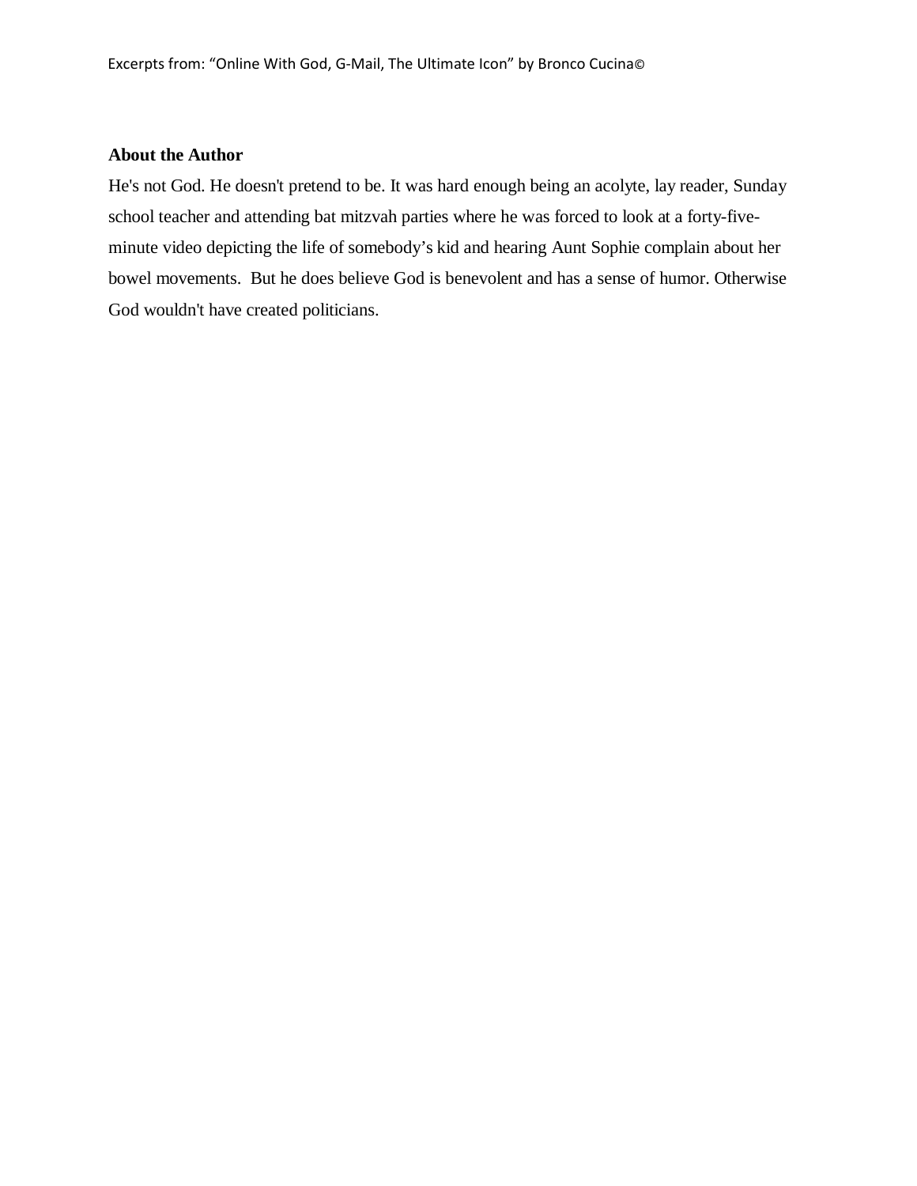**About the Author**

He's not God. He doesn't pretend to be. It was hard enough being an acolyte, lay reader, Sunday school teacher and attending bat mitzvah parties where he was forced to look at a forty-five-minute video depicting the life of somebody's kid and hearing Aunt Sophie complain about her bowel movements. But he does believe God is benevolent and has a sense of humor. Otherwise God wouldn't have created politicians.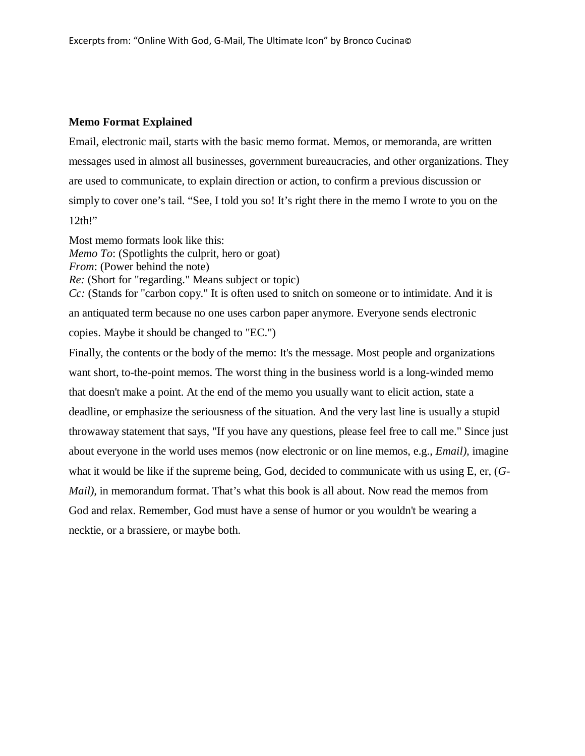## Memo Format Explained

Email, electronic mail, starts with the basic memo format. Memos, or memoranda, are written messages used in almost all businesses, government bureaucracies, and other organizations. They are used to communicate, to explain direction or action, to confirm a previous discussion or simply to cover one's tail. "See, I told you so! It's right there in the memo I wrote to you on the 12th!"

Most memo formats look like this:
*Memo To*: (Spotlights the culprit, hero or goat)
*From*: (Power behind the note)
*Re:* (Short for "regarding." Means subject or topic)
*Cc:* (Stands for "carbon copy." It is often used to snitch on someone or to intimidate. And it is an antiquated term because no one uses carbon paper anymore. Everyone sends electronic copies. Maybe it should be changed to "EC.")

Finally, the contents or the body of the memo: It's the message. Most people and organizations want short, to-the-point memos. The worst thing in the business world is a long-winded memo that doesn't make a point. At the end of the memo you usually want to elicit action, state a deadline, or emphasize the seriousness of the situation. And the very last line is usually a stupid throwaway statement that says, "If you have any questions, please feel free to call me." Since just about everyone in the world uses memos (now electronic or on line memos, e.g., *Email),* imagine what it would be like if the supreme being, God, decided to communicate with us using E, er, (*G-Mail),* in memorandum format. That's what this book is all about. Now read the memos from God and relax. Remember, God must have a sense of humor or you wouldn't be wearing a necktie, or a brassiere, or maybe both.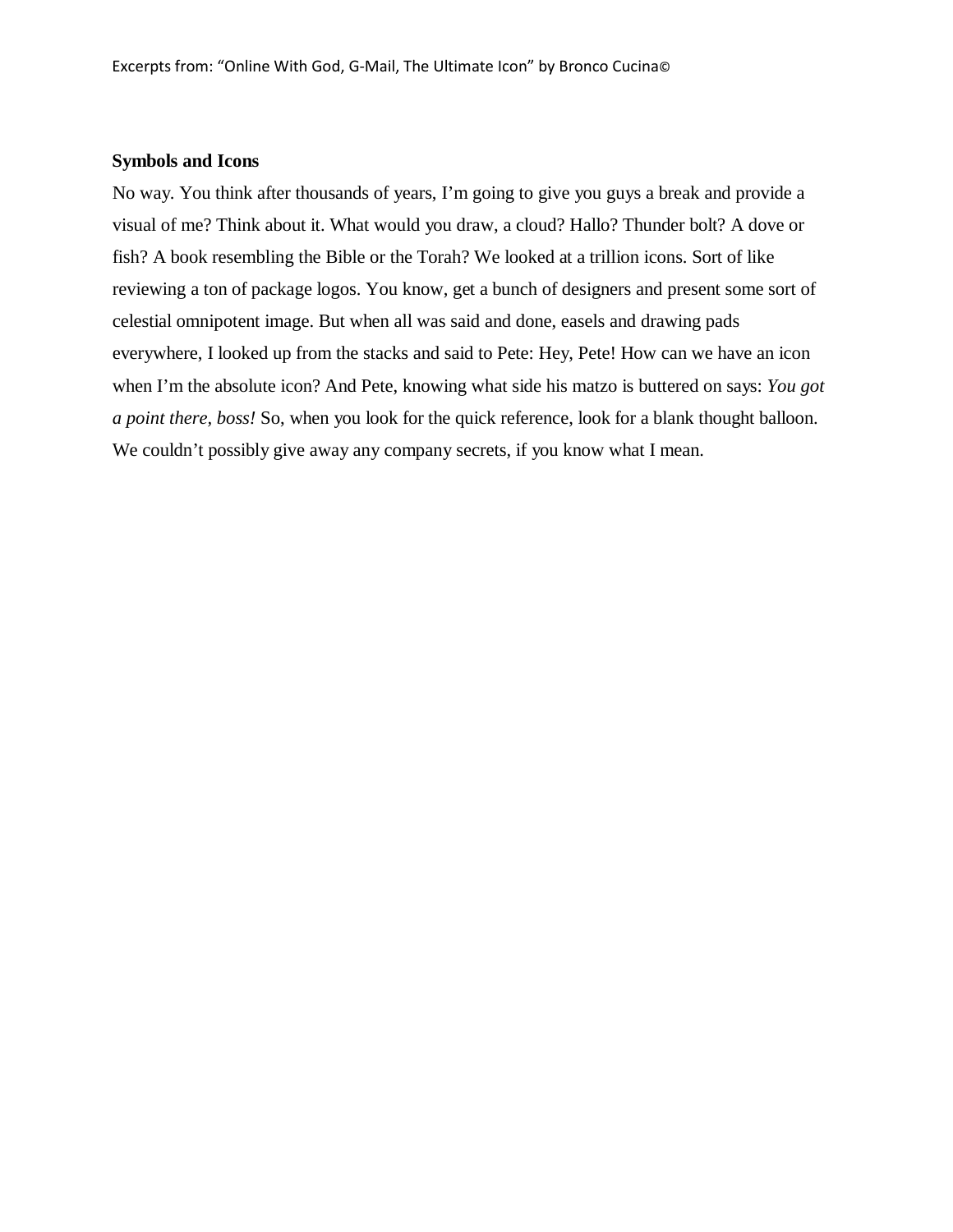### Symbols and Icons

No way. You think after thousands of years, I'm going to give you guys a break and provide a visual of me? Think about it. What would you draw, a cloud? Hallo? Thunder bolt? A dove or fish? A book resembling the Bible or the Torah? We looked at a trillion icons. Sort of like reviewing a ton of package logos. You know, get a bunch of designers and present some sort of celestial omnipotent image. But when all was said and done, easels and drawing pads everywhere, I looked up from the stacks and said to Pete: Hey, Pete! How can we have an icon when I'm the absolute icon? And Pete, knowing what side his matzo is buttered on says: *You got a point there, boss!* So, when you look for the quick reference, look for a blank thought balloon. We couldn't possibly give away any company secrets, if you know what I mean.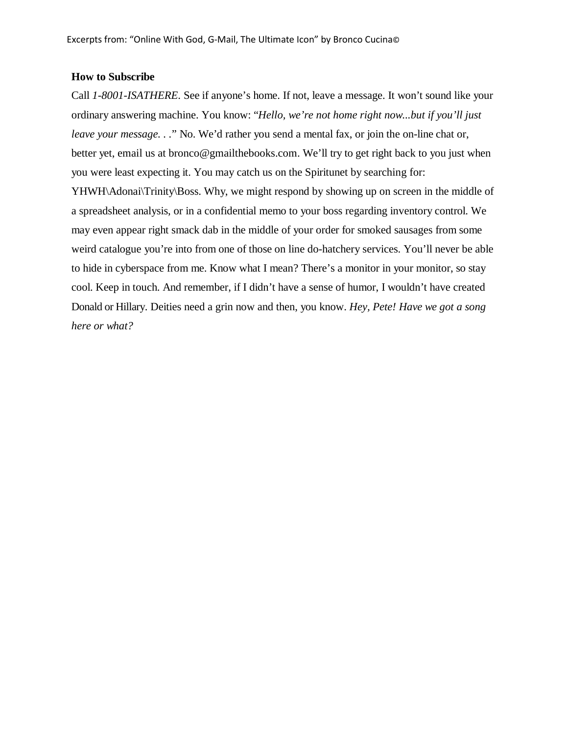**How to Subscribe**

Call *1-8001-ISATHERE*. See if anyone's home. If not, leave a message. It won't sound like your ordinary answering machine. You know: "*Hello, we're not home right now...but if you'll just leave your message. . .*" No. We'd rather you send a mental fax, or join the on-line chat or, better yet, email us at bronco@gmailthebooks.com. We'll try to get right back to you just when you were least expecting it. You may catch us on the Spiritunet by searching for: YHWH\Adonai\Trinity\Boss. Why, we might respond by showing up on screen in the middle of a spreadsheet analysis, or in a confidential memo to your boss regarding inventory control. We may even appear right smack dab in the middle of your order for smoked sausages from some weird catalogue you're into from one of those on line do-hatchery services. You'll never be able to hide in cyberspace from me. Know what I mean? There's a monitor in your monitor, so stay cool. Keep in touch. And remember, if I didn't have a sense of humor, I wouldn't have created Donald or Hillary. Deities need a grin now and then, you know. *Hey, Pete! Have we got a song here or what?*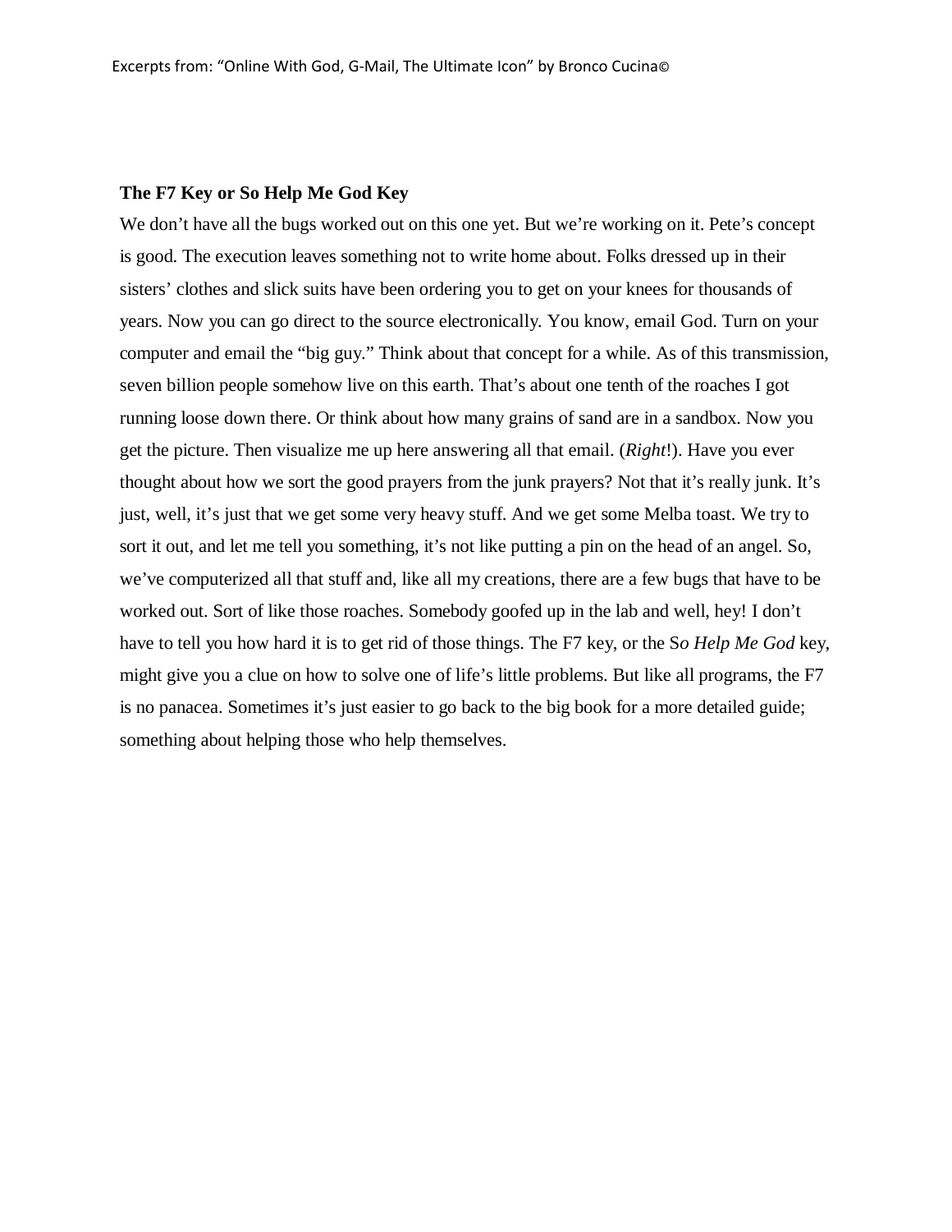**The F7 Key or So Help Me God Key**

We don't have all the bugs worked out on this one yet. But we're working on it. Pete's concept is good. The execution leaves something not to write home about. Folks dressed up in their sisters' clothes and slick suits have been ordering you to get on your knees for thousands of years. Now you can go direct to the source electronically. You know, email God. Turn on your computer and email the "big guy." Think about that concept for a while. As of this transmission, seven billion people somehow live on this earth. That's about one tenth of the roaches I got running loose down there. Or think about how many grains of sand are in a sandbox. Now you get the picture. Then visualize me up here answering all that email. (*Right*!). Have you ever thought about how we sort the good prayers from the junk prayers? Not that it's really junk. It's just, well, it's just that we get some very heavy stuff. And we get some Melba toast. We try to sort it out, and let me tell you something, it's not like putting a pin on the head of an angel. So, we've computerized all that stuff and, like all my creations, there are a few bugs that have to be worked out. Sort of like those roaches. Somebody goofed up in the lab and well, hey! I don't have to tell you how hard it is to get rid of those things. The F7 key, or the S*o Help Me God* key, might give you a clue on how to solve one of life's little problems. But like all programs, the F7 is no panacea. Sometimes it's just easier to go back to the big book for a more detailed guide; something about helping those who help themselves.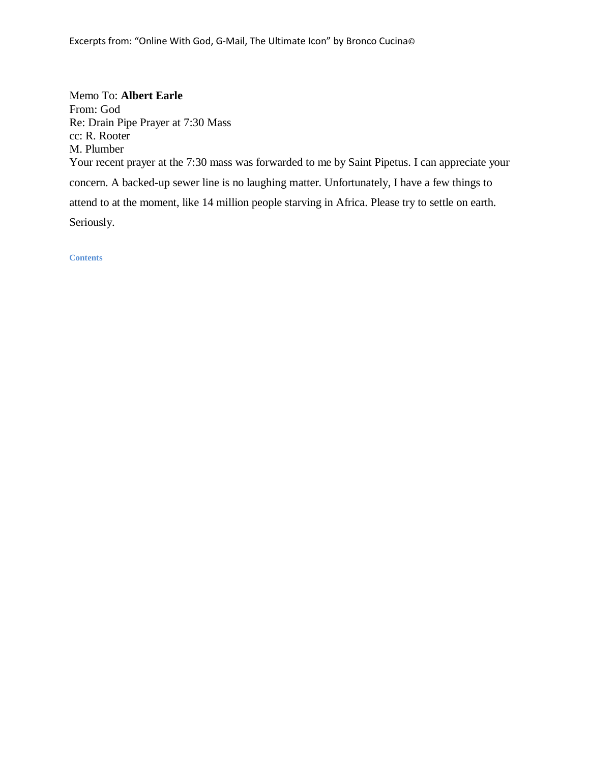Memo To: **Albert Earle**
From: God
Re: Drain Pipe Prayer at 7:30 Mass
cc: R. Rooter
M. Plumber

Your recent prayer at the 7:30 mass was forwarded to me by Saint Pipetus. I can appreciate your concern. A backed-up sewer line is no laughing matter. Unfortunately, I have a few things to attend to at the moment, like 14 million people starving in Africa. Please try to settle on earth. Seriously.

**Contents**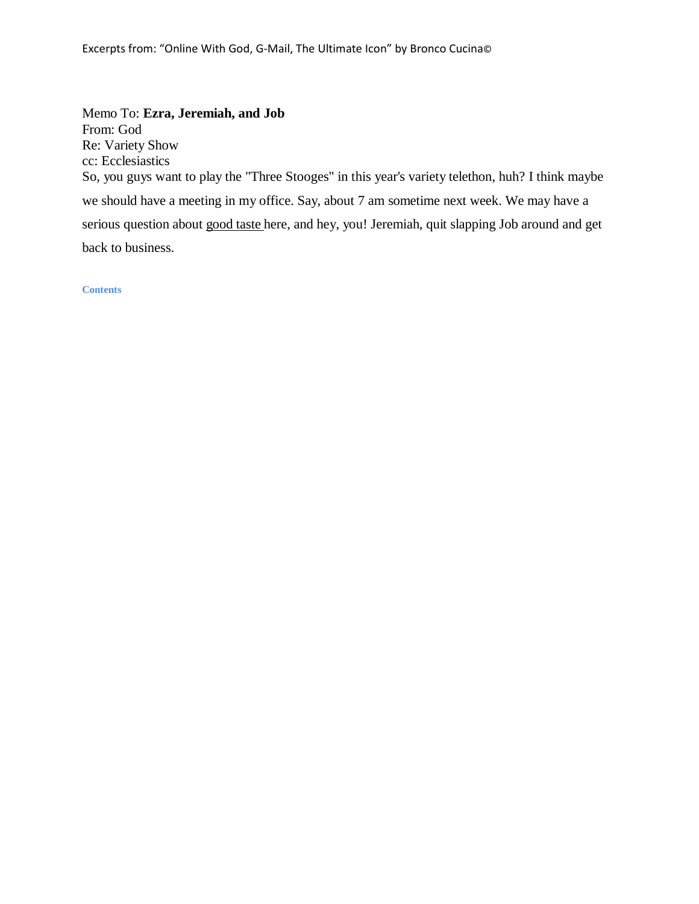Memo To: **Ezra, Jeremiah, and Job**
From: God
Re: Variety Show
cc: Ecclesiastics
So, you guys want to play the "Three Stooges" in this year's variety telethon, huh? I think maybe we should have a meeting in my office. Say, about 7 am sometime next week. We may have a serious question about good taste here, and hey, you! Jeremiah, quit slapping Job around and get back to business.

Contents